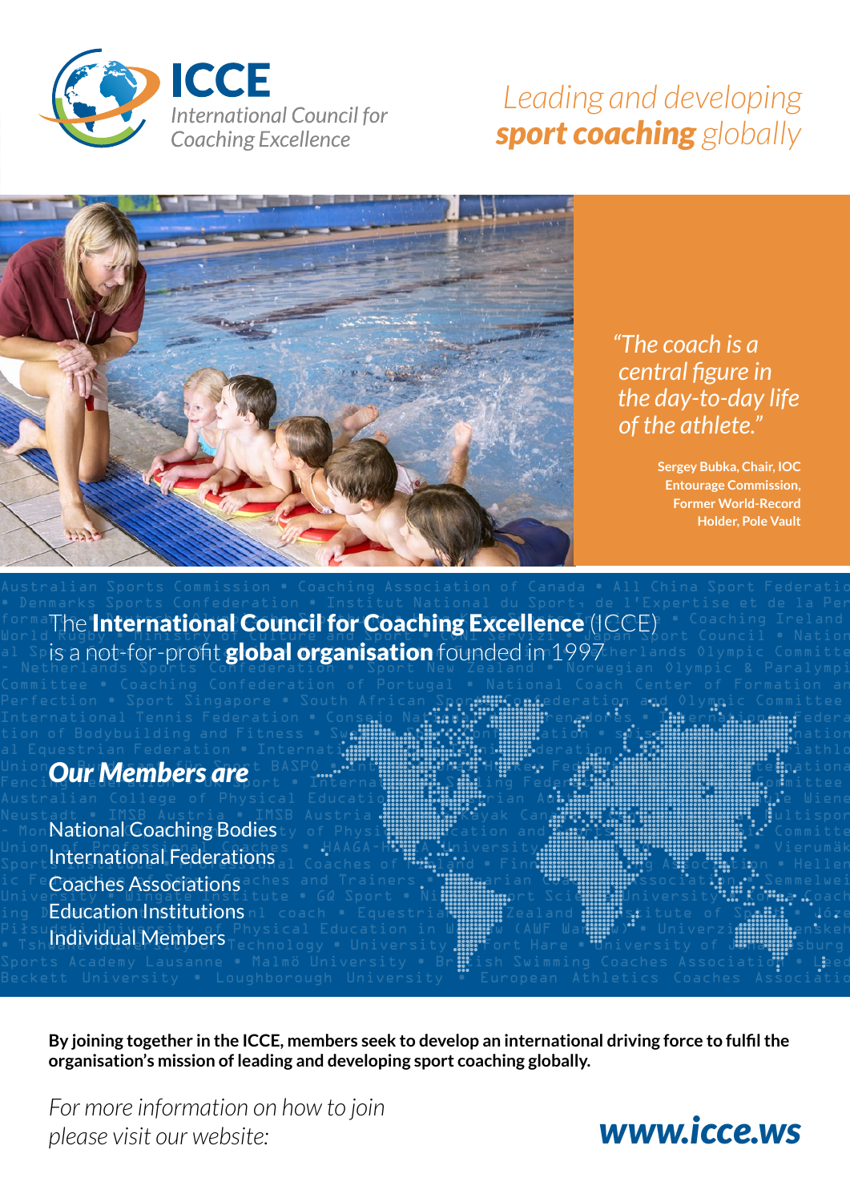# ICCE

*International Council for Coaching Excellence*

*Leading and developing **sport coaching** globally*

> *"The coach is a central figure in the day-to-day life of the athlete."*
>
> **Sergey Bubka, Chair, IOC Entourage Commission, Former World-Record Holder, Pole Vault**

The **International Council for Coaching Excellence** (ICCE) is a not-for-profit **global organisation** founded in 1997

## *Our Members are*

- National Coaching Bodies
- International Federations
- Coaches Associations
- Education Institutions
- Individual Members

**By joining together in the ICCE, members seek to develop an international driving force to fulfil the organisation's mission of leading and developing sport coaching globally.**

*For more information on how to join please visit our website:*

***www.icce.ws***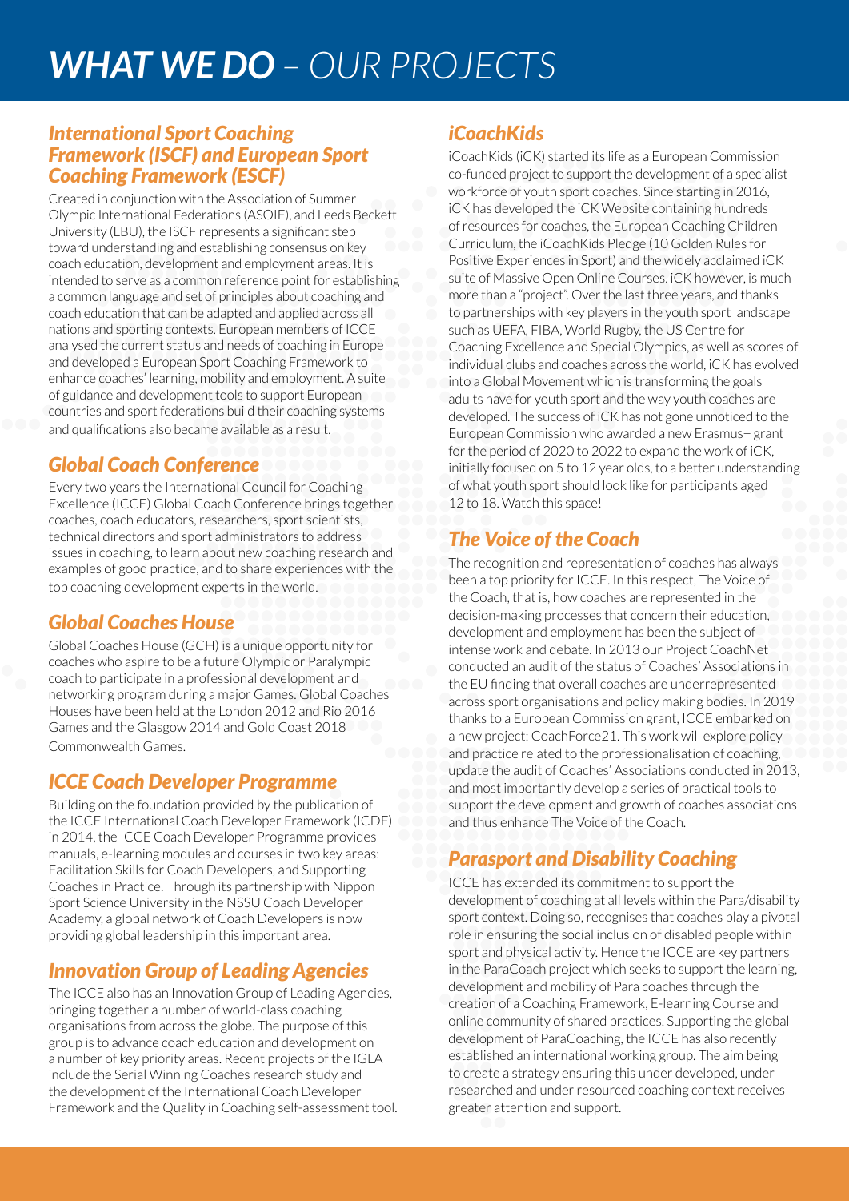# *WHAT WE DO – OUR PROJECTS*

## *International Sport Coaching Framework (ISCF) and European Sport Coaching Framework (ESCF)*

Created in conjunction with the Association of Summer Olympic International Federations (ASOIF), and Leeds Beckett University (LBU), the ISCF represents a significant step toward understanding and establishing consensus on key coach education, development and employment areas. It is intended to serve as a common reference point for establishing a common language and set of principles about coaching and coach education that can be adapted and applied across all nations and sporting contexts. European members of ICCE analysed the current status and needs of coaching in Europe and developed a European Sport Coaching Framework to enhance coaches' learning, mobility and employment. A suite of guidance and development tools to support European countries and sport federations build their coaching systems and qualifications also became available as a result.

## *Global Coach Conference*

Every two years the International Council for Coaching Excellence (ICCE) Global Coach Conference brings together coaches, coach educators, researchers, sport scientists, technical directors and sport administrators to address issues in coaching, to learn about new coaching research and examples of good practice, and to share experiences with the top coaching development experts in the world.

## *Global Coaches House*

Global Coaches House (GCH) is a unique opportunity for coaches who aspire to be a future Olympic or Paralympic coach to participate in a professional development and networking program during a major Games. Global Coaches Houses have been held at the London 2012 and Rio 2016 Games and the Glasgow 2014 and Gold Coast 2018 Commonwealth Games.

## *ICCE Coach Developer Programme*

Building on the foundation provided by the publication of the ICCE International Coach Developer Framework (ICDF) in 2014, the ICCE Coach Developer Programme provides manuals, e-learning modules and courses in two key areas: Facilitation Skills for Coach Developers, and Supporting Coaches in Practice. Through its partnership with Nippon Sport Science University in the NSSU Coach Developer Academy, a global network of Coach Developers is now providing global leadership in this important area.

## *Innovation Group of Leading Agencies*

The ICCE also has an Innovation Group of Leading Agencies, bringing together a number of world-class coaching organisations from across the globe. The purpose of this group is to advance coach education and development on a number of key priority areas. Recent projects of the IGLA include the Serial Winning Coaches research study and the development of the International Coach Developer Framework and the Quality in Coaching self-assessment tool.

## *iCoachKids*

iCoachKids (iCK) started its life as a European Commission co-funded project to support the development of a specialist workforce of youth sport coaches. Since starting in 2016, iCK has developed the iCK Website containing hundreds of resources for coaches, the European Coaching Children Curriculum, the iCoachKids Pledge (10 Golden Rules for Positive Experiences in Sport) and the widely acclaimed iCK suite of Massive Open Online Courses. iCK however, is much more than a "project". Over the last three years, and thanks to partnerships with key players in the youth sport landscape such as UEFA, FIBA, World Rugby, the US Centre for Coaching Excellence and Special Olympics, as well as scores of individual clubs and coaches across the world, iCK has evolved into a Global Movement which is transforming the goals adults have for youth sport and the way youth coaches are developed. The success of iCK has not gone unnoticed to the European Commission who awarded a new Erasmus+ grant for the period of 2020 to 2022 to expand the work of iCK, initially focused on 5 to 12 year olds, to a better understanding of what youth sport should look like for participants aged 12 to 18. Watch this space!

## *The Voice of the Coach*

The recognition and representation of coaches has always been a top priority for ICCE. In this respect, The Voice of the Coach, that is, how coaches are represented in the decision-making processes that concern their education, development and employment has been the subject of intense work and debate. In 2013 our Project CoachNet conducted an audit of the status of Coaches' Associations in the EU finding that overall coaches are underrepresented across sport organisations and policy making bodies. In 2019 thanks to a European Commission grant, ICCE embarked on a new project: CoachForce21. This work will explore policy and practice related to the professionalisation of coaching, update the audit of Coaches' Associations conducted in 2013, and most importantly develop a series of practical tools to support the development and growth of coaches associations and thus enhance The Voice of the Coach.

## *Parasport and Disability Coaching*

ICCE has extended its commitment to support the development of coaching at all levels within the Para/disability sport context. Doing so, recognises that coaches play a pivotal role in ensuring the social inclusion of disabled people within sport and physical activity. Hence the ICCE are key partners in the ParaCoach project which seeks to support the learning, development and mobility of Para coaches through the creation of a Coaching Framework, E-learning Course and online community of shared practices. Supporting the global development of ParaCoaching, the ICCE has also recently established an international working group. The aim being to create a strategy ensuring this under developed, under researched and under resourced coaching context receives greater attention and support.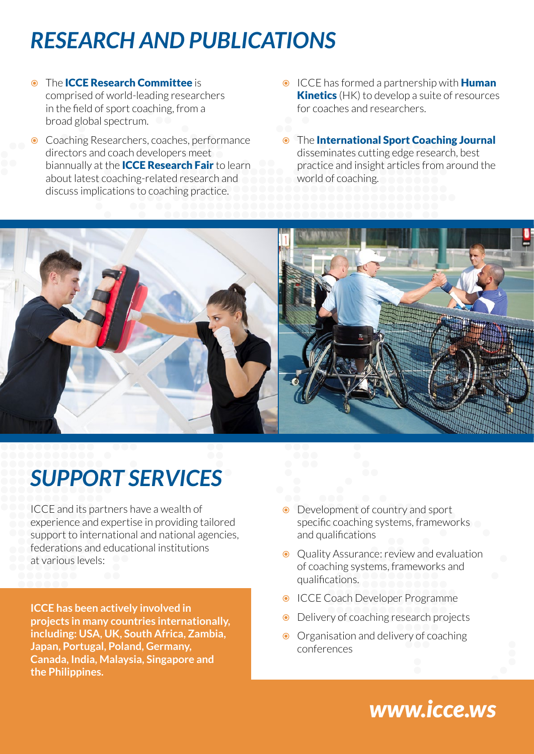# RESEARCH AND PUBLICATIONS

- The **ICCE Research Committee** is comprised of world-leading researchers in the field of sport coaching, from a broad global spectrum.
- Coaching Researchers, coaches, performance directors and coach developers meet biannually at the **ICCE Research Fair** to learn about latest coaching-related research and discuss implications to coaching practice.
- ICCE has formed a partnership with **Human Kinetics** (HK) to develop a suite of resources for coaches and researchers.
- The **International Sport Coaching Journal** disseminates cutting edge research, best practice and insight articles from around the world of coaching.

# SUPPORT SERVICES

ICCE and its partners have a wealth of experience and expertise in providing tailored support to international and national agencies, federations and educational institutions at various levels:

- Development of country and sport specific coaching systems, frameworks and qualifications
- Quality Assurance: review and evaluation of coaching systems, frameworks and qualifications.
- ICCE Coach Developer Programme
- Delivery of coaching research projects
- Organisation and delivery of coaching conferences

**ICCE has been actively involved in projects in many countries internationally, including: USA, UK, South Africa, Zambia, Japan, Portugal, Poland, Germany, Canada, India, Malaysia, Singapore and the Philippines.**

***www.icce.ws***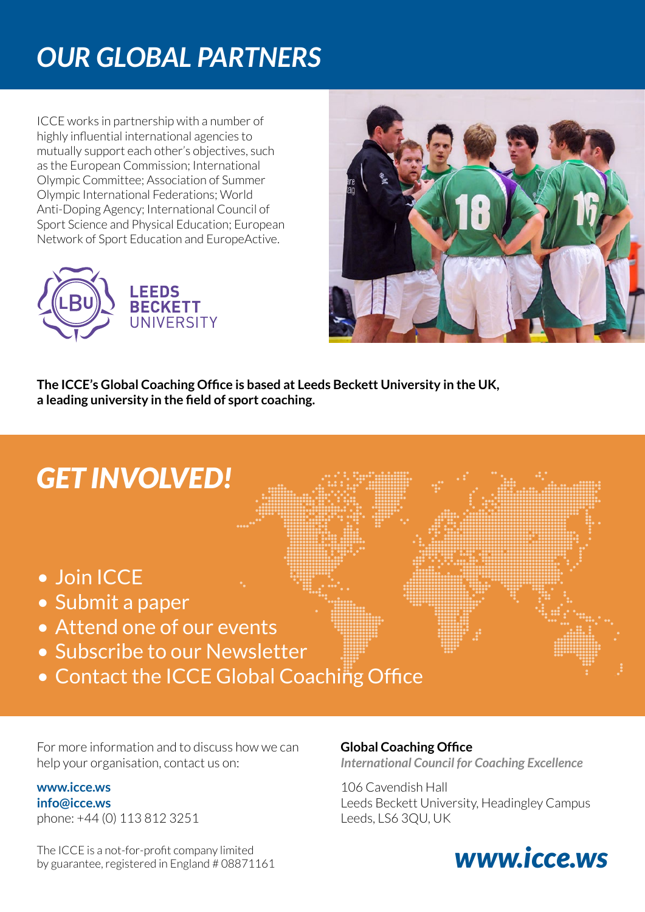# OUR GLOBAL PARTNERS

ICCE works in partnership with a number of highly influential international agencies to mutually support each other's objectives, such as the European Commission; International Olympic Committee; Association of Summer Olympic International Federations; World Anti-Doping Agency; International Council of Sport Science and Physical Education; European Network of Sport Education and EuropeActive.

LEEDS BECKETT UNIVERSITY

**The ICCE's Global Coaching Office is based at Leeds Beckett University in the UK, a leading university in the field of sport coaching.**

# GET INVOLVED!

- Join ICCE
- Submit a paper
- Attend one of our events
- Subscribe to our Newsletter
- Contact the ICCE Global Coaching Office

For more information and to discuss how we can help your organisation, contact us on:

**www.icce.ws**
**info@icce.ws**
phone: +44 (0) 113 812 3251

The ICCE is a not-for-profit company limited by guarantee, registered in England # 08871161

**Global Coaching Office**
*International Council for Coaching Excellence*

106 Cavendish Hall
Leeds Beckett University, Headingley Campus
Leeds, LS6 3QU, UK

***www.icce.ws***